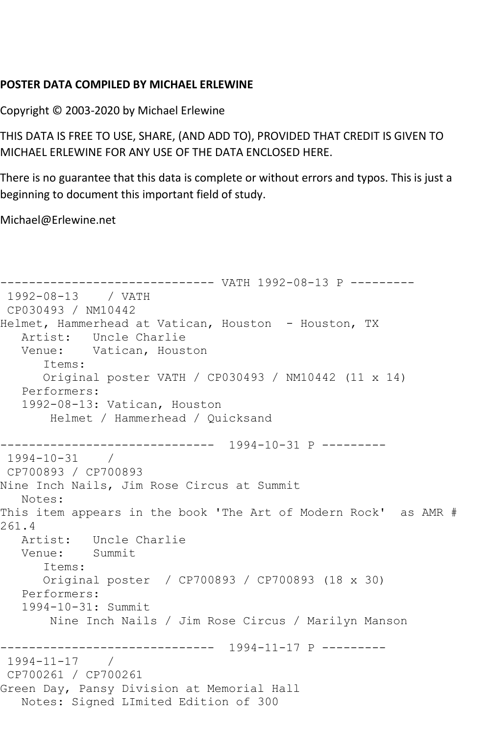**POSTER DATA COMPILED BY MICHAEL ERLEWINE**

Copyright © 2003-2020 by Michael Erlewine

THIS DATA IS FREE TO USE, SHARE, (AND ADD TO), PROVIDED THAT CREDIT IS GIVEN TO MICHAEL ERLEWINE FOR ANY USE OF THE DATA ENCLOSED HERE.

There is no guarantee that this data is complete or without errors and typos. This is just a beginning to document this important field of study.

Michael@Erlewine.net

```
------------------------------ VATH 1992-08-13 P ---------
 1992-08-13    / VATH
 CP030493 / NM10442
Helmet, Hammerhead at Vatican, Houston  - Houston, TX
   Artist:   Uncle Charlie
   Venue:    Vatican, Houston
      Items:
      Original poster VATH / CP030493 / NM10442 (11 x 14)
   Performers:
   1992-08-13: Vatican, Houston
       Helmet / Hammerhead / Quicksand

------------------------------  1994-10-31 P ---------
 1994-10-31    /
 CP700893 / CP700893
Nine Inch Nails, Jim Rose Circus at Summit
   Notes:
This item appears in the book 'The Art of Modern Rock'  as AMR #
261.4
   Artist:   Uncle Charlie
   Venue:    Summit
      Items:
      Original poster  / CP700893 / CP700893 (18 x 30)
   Performers:
   1994-10-31: Summit
       Nine Inch Nails / Jim Rose Circus / Marilyn Manson

------------------------------  1994-11-17 P ---------
 1994-11-17    /
 CP700261 / CP700261
Green Day, Pansy Division at Memorial Hall
   Notes: Signed LImited Edition of 300
```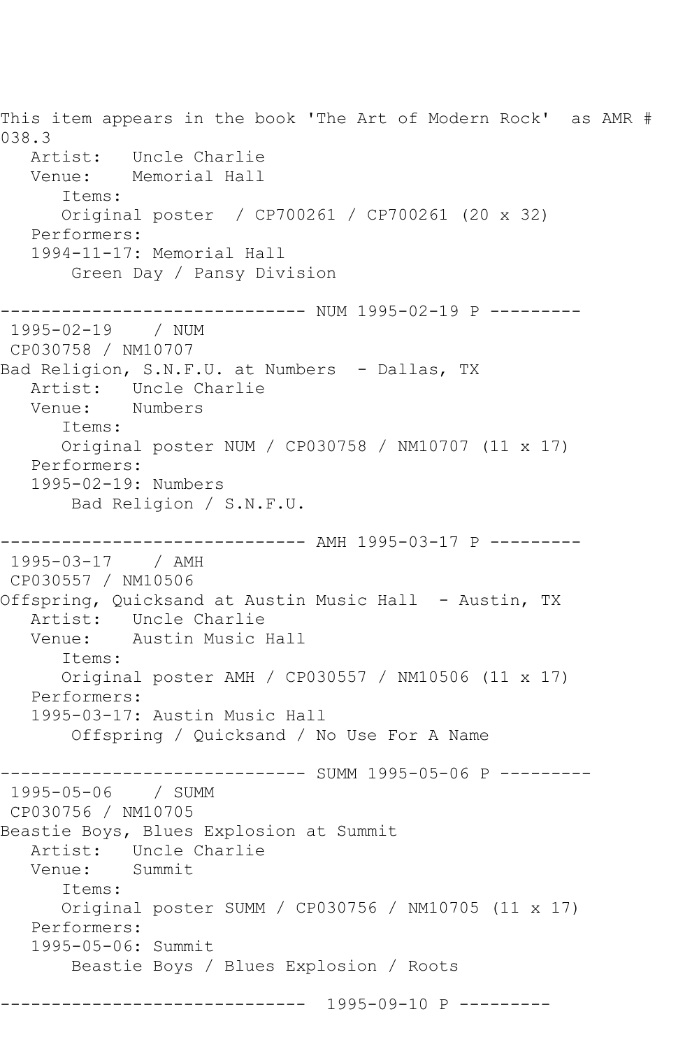This item appears in the book 'The Art of Modern Rock' as AMR # 038.3

Artist: Uncle Charlie
Venue: Memorial Hall
Items:
Original poster / CP700261 / CP700261 (20 x 32)
Performers:
1994-11-17: Memorial Hall
Green Day / Pansy Division

------------------------------ NUM 1995-02-19 P ---------

1995-02-19 / NUM
CP030758 / NM10707
Bad Religion, S.N.F.U. at Numbers - Dallas, TX
Artist: Uncle Charlie
Venue: Numbers
Items:
Original poster NUM / CP030758 / NM10707 (11 x 17)
Performers:
1995-02-19: Numbers
Bad Religion / S.N.F.U.

------------------------------ AMH 1995-03-17 P ---------

1995-03-17 / AMH
CP030557 / NM10506
Offspring, Quicksand at Austin Music Hall - Austin, TX
Artist: Uncle Charlie
Venue: Austin Music Hall
Items:
Original poster AMH / CP030557 / NM10506 (11 x 17)
Performers:
1995-03-17: Austin Music Hall
Offspring / Quicksand / No Use For A Name

------------------------------ SUMM 1995-05-06 P ---------

1995-05-06 / SUMM
CP030756 / NM10705
Beastie Boys, Blues Explosion at Summit
Artist: Uncle Charlie
Venue: Summit
Items:
Original poster SUMM / CP030756 / NM10705 (11 x 17)
Performers:
1995-05-06: Summit
Beastie Boys / Blues Explosion / Roots

------------------------------ 1995-09-10 P ---------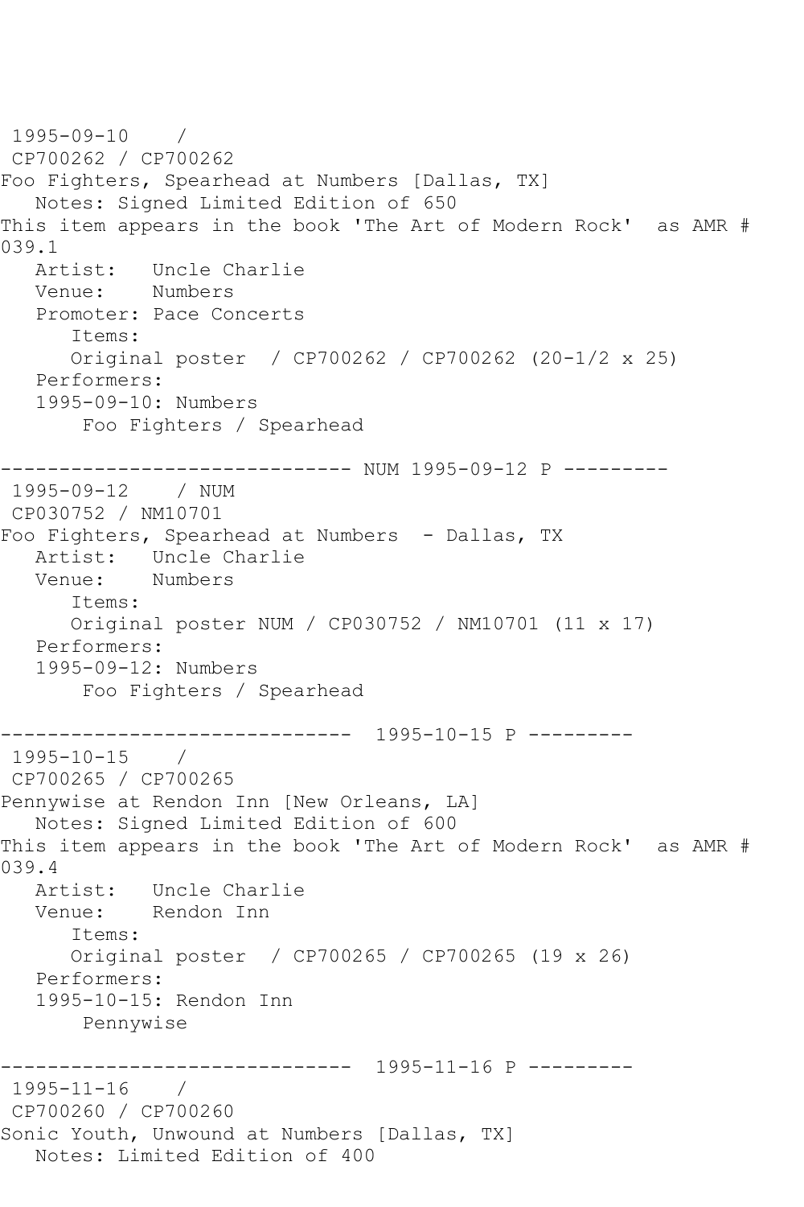1995-09-10 /
CP700262 / CP700262
Foo Fighters, Spearhead at Numbers [Dallas, TX]
Notes: Signed Limited Edition of 650
This item appears in the book 'The Art of Modern Rock' as AMR # 039.1
Artist: Uncle Charlie
Venue: Numbers
Promoter: Pace Concerts
Items:
Original poster / CP700262 / CP700262 (20-1/2 x 25)
Performers:
1995-09-10: Numbers
Foo Fighters / Spearhead

------------------------------ NUM 1995-09-12 P ---------

1995-09-12 / NUM
CP030752 / NM10701
Foo Fighters, Spearhead at Numbers - Dallas, TX
Artist: Uncle Charlie
Venue: Numbers
Items:
Original poster NUM / CP030752 / NM10701 (11 x 17)
Performers:
1995-09-12: Numbers
Foo Fighters / Spearhead

------------------------------ 1995-10-15 P ---------

1995-10-15 /
CP700265 / CP700265
Pennywise at Rendon Inn [New Orleans, LA]
Notes: Signed Limited Edition of 600
This item appears in the book 'The Art of Modern Rock' as AMR # 039.4
Artist: Uncle Charlie
Venue: Rendon Inn
Items:
Original poster / CP700265 / CP700265 (19 x 26)
Performers:
1995-10-15: Rendon Inn
Pennywise

------------------------------ 1995-11-16 P ---------

1995-11-16 /
CP700260 / CP700260
Sonic Youth, Unwound at Numbers [Dallas, TX]
Notes: Limited Edition of 400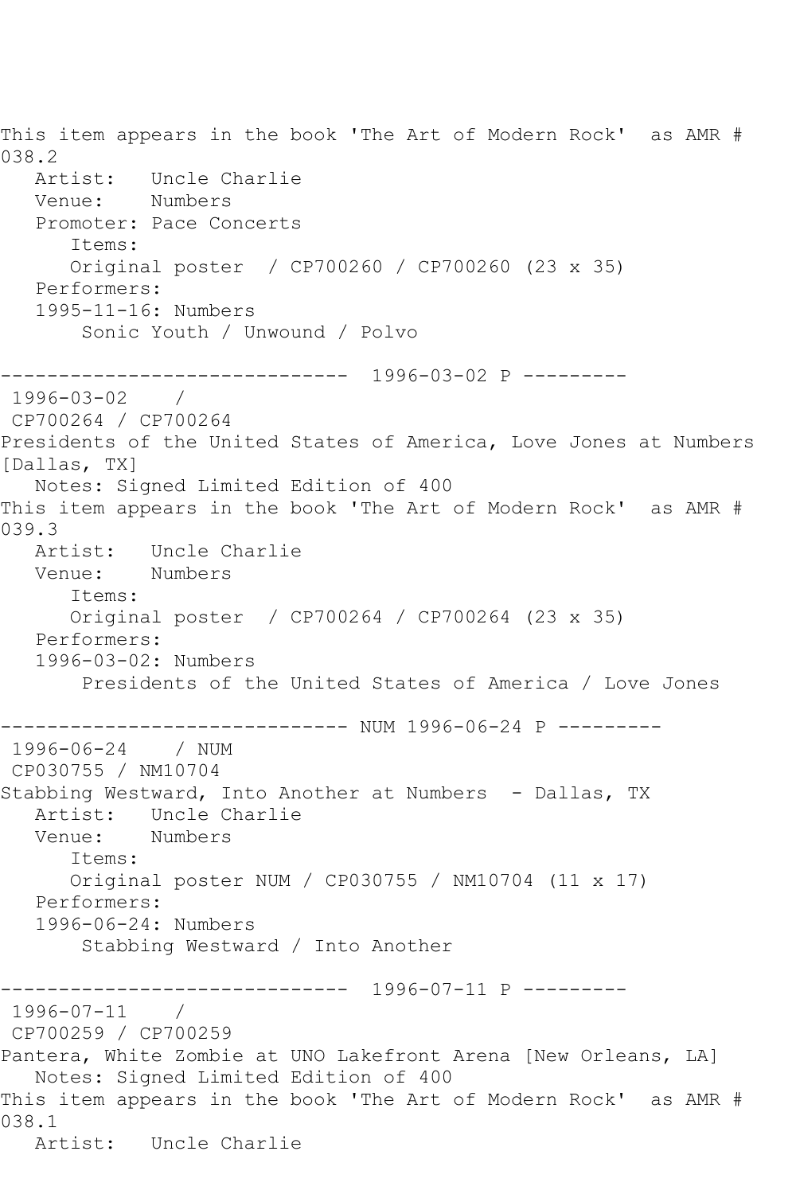This item appears in the book 'The Art of Modern Rock' as AMR # 038.2
Artist: Uncle Charlie
Venue: Numbers
Promoter: Pace Concerts
Items:
Original poster / CP700260 / CP700260 (23 x 35)
Performers:
1995-11-16: Numbers
Sonic Youth / Unwound / Polvo

------------------------------ 1996-03-02 P ---------
1996-03-02 /
CP700264 / CP700264
Presidents of the United States of America, Love Jones at Numbers [Dallas, TX]
Notes: Signed Limited Edition of 400
This item appears in the book 'The Art of Modern Rock' as AMR # 039.3
Artist: Uncle Charlie
Venue: Numbers
Items:
Original poster / CP700264 / CP700264 (23 x 35)
Performers:
1996-03-02: Numbers
Presidents of the United States of America / Love Jones

------------------------------ NUM 1996-06-24 P ---------
1996-06-24 / NUM
CP030755 / NM10704
Stabbing Westward, Into Another at Numbers - Dallas, TX
Artist: Uncle Charlie
Venue: Numbers
Items:
Original poster NUM / CP030755 / NM10704 (11 x 17)
Performers:
1996-06-24: Numbers
Stabbing Westward / Into Another

------------------------------ 1996-07-11 P ---------
1996-07-11 /
CP700259 / CP700259
Pantera, White Zombie at UNO Lakefront Arena [New Orleans, LA]
Notes: Signed Limited Edition of 400
This item appears in the book 'The Art of Modern Rock' as AMR # 038.1
Artist: Uncle Charlie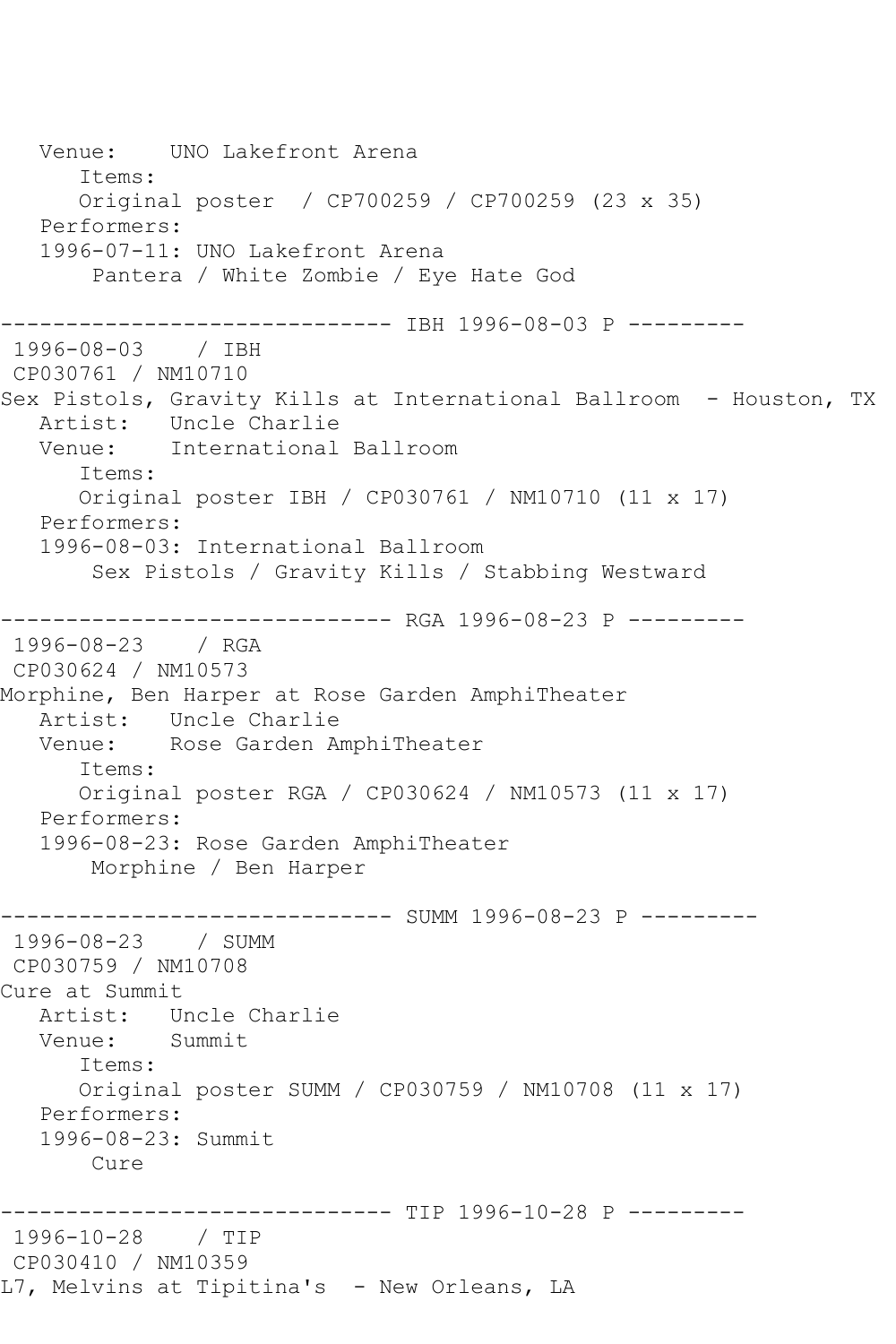Venue: UNO Lakefront Arena
Items:
Original poster / CP700259 / CP700259 (23 x 35)
Performers:
1996-07-11: UNO Lakefront Arena
Pantera / White Zombie / Eye Hate God

------------------------------ IBH 1996-08-03 P ---------

1996-08-03 / IBH
CP030761 / NM10710
Sex Pistols, Gravity Kills at International Ballroom - Houston, TX
Artist: Uncle Charlie
Venue: International Ballroom
Items:
Original poster IBH / CP030761 / NM10710 (11 x 17)
Performers:
1996-08-03: International Ballroom
Sex Pistols / Gravity Kills / Stabbing Westward

------------------------------ RGA 1996-08-23 P ---------

1996-08-23 / RGA
CP030624 / NM10573
Morphine, Ben Harper at Rose Garden AmphiTheater
Artist: Uncle Charlie
Venue: Rose Garden AmphiTheater
Items:
Original poster RGA / CP030624 / NM10573 (11 x 17)
Performers:
1996-08-23: Rose Garden AmphiTheater
Morphine / Ben Harper

------------------------------ SUMM 1996-08-23 P ---------

1996-08-23 / SUMM
CP030759 / NM10708
Cure at Summit
Artist: Uncle Charlie
Venue: Summit
Items:
Original poster SUMM / CP030759 / NM10708 (11 x 17)
Performers:
1996-08-23: Summit
Cure

------------------------------ TIP 1996-10-28 P ---------

1996-10-28 / TIP
CP030410 / NM10359
L7, Melvins at Tipitina's - New Orleans, LA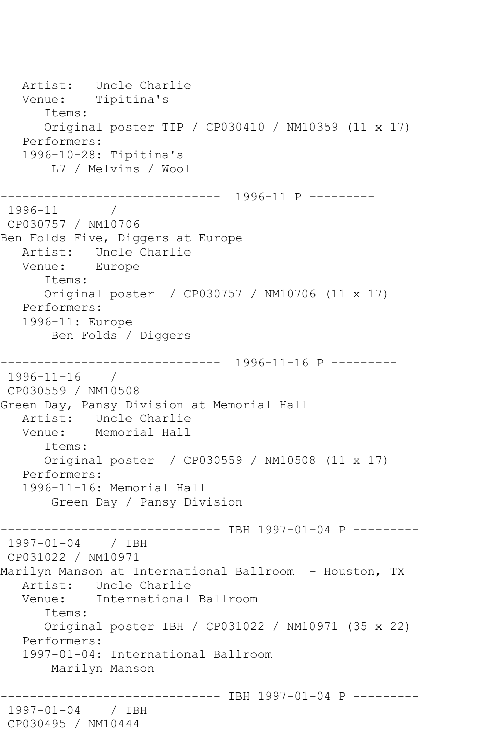```
   Artist:   Uncle Charlie
   Venue:    Tipitina's
      Items:
      Original poster TIP / CP030410 / NM10359 (11 x 17)
   Performers:
   1996-10-28: Tipitina's
       L7 / Melvins / Wool

------------------------------  1996-11 P ---------
 1996-11       /
 CP030757 / NM10706
Ben Folds Five, Diggers at Europe
   Artist:   Uncle Charlie
   Venue:    Europe
      Items:
      Original poster  / CP030757 / NM10706 (11 x 17)
   Performers:
   1996-11: Europe
       Ben Folds / Diggers

------------------------------  1996-11-16 P ---------
 1996-11-16    /
 CP030559 / NM10508
Green Day, Pansy Division at Memorial Hall
   Artist:   Uncle Charlie
   Venue:    Memorial Hall
      Items:
      Original poster  / CP030559 / NM10508 (11 x 17)
   Performers:
   1996-11-16: Memorial Hall
       Green Day / Pansy Division

------------------------------ IBH 1997-01-04 P ---------
 1997-01-04    / IBH
 CP031022 / NM10971
Marilyn Manson at International Ballroom  - Houston, TX
   Artist:   Uncle Charlie
   Venue:    International Ballroom
      Items:
      Original poster IBH / CP031022 / NM10971 (35 x 22)
   Performers:
   1997-01-04: International Ballroom
       Marilyn Manson

------------------------------ IBH 1997-01-04 P ---------
 1997-01-04    / IBH
 CP030495 / NM10444
```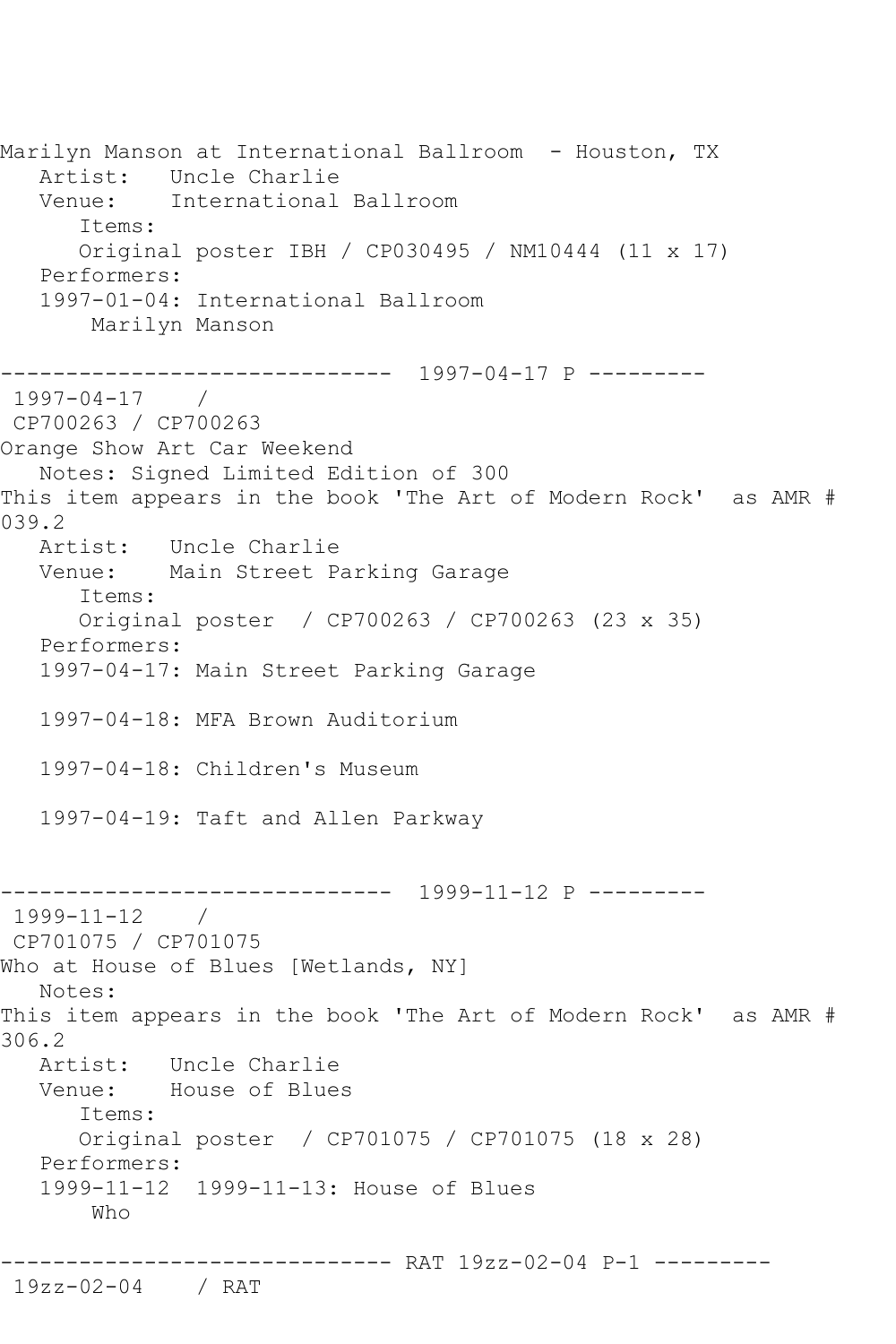Marilyn Manson at International Ballroom  - Houston, TX
   Artist:   Uncle Charlie
   Venue:    International Ballroom
      Items:
      Original poster IBH / CP030495 / NM10444 (11 x 17)
   Performers:
   1997-01-04: International Ballroom
       Marilyn Manson

------------------------------  1997-04-17 P ---------
 1997-04-17    /
 CP700263 / CP700263
Orange Show Art Car Weekend
   Notes: Signed Limited Edition of 300
This item appears in the book 'The Art of Modern Rock'  as AMR # 039.2
   Artist:   Uncle Charlie
   Venue:    Main Street Parking Garage
      Items:
      Original poster  / CP700263 / CP700263 (23 x 35)
   Performers:
   1997-04-17: Main Street Parking Garage

   1997-04-18: MFA Brown Auditorium

   1997-04-18: Children's Museum

   1997-04-19: Taft and Allen Parkway

------------------------------  1999-11-12 P ---------
 1999-11-12    /
 CP701075 / CP701075
Who at House of Blues [Wetlands, NY]
   Notes:
This item appears in the book 'The Art of Modern Rock'  as AMR # 306.2
   Artist:   Uncle Charlie
   Venue:    House of Blues
      Items:
      Original poster  / CP701075 / CP701075 (18 x 28)
   Performers:
   1999-11-12  1999-11-13: House of Blues
       Who

------------------------------ RAT 19zz-02-04 P-1 ---------
 19zz-02-04    / RAT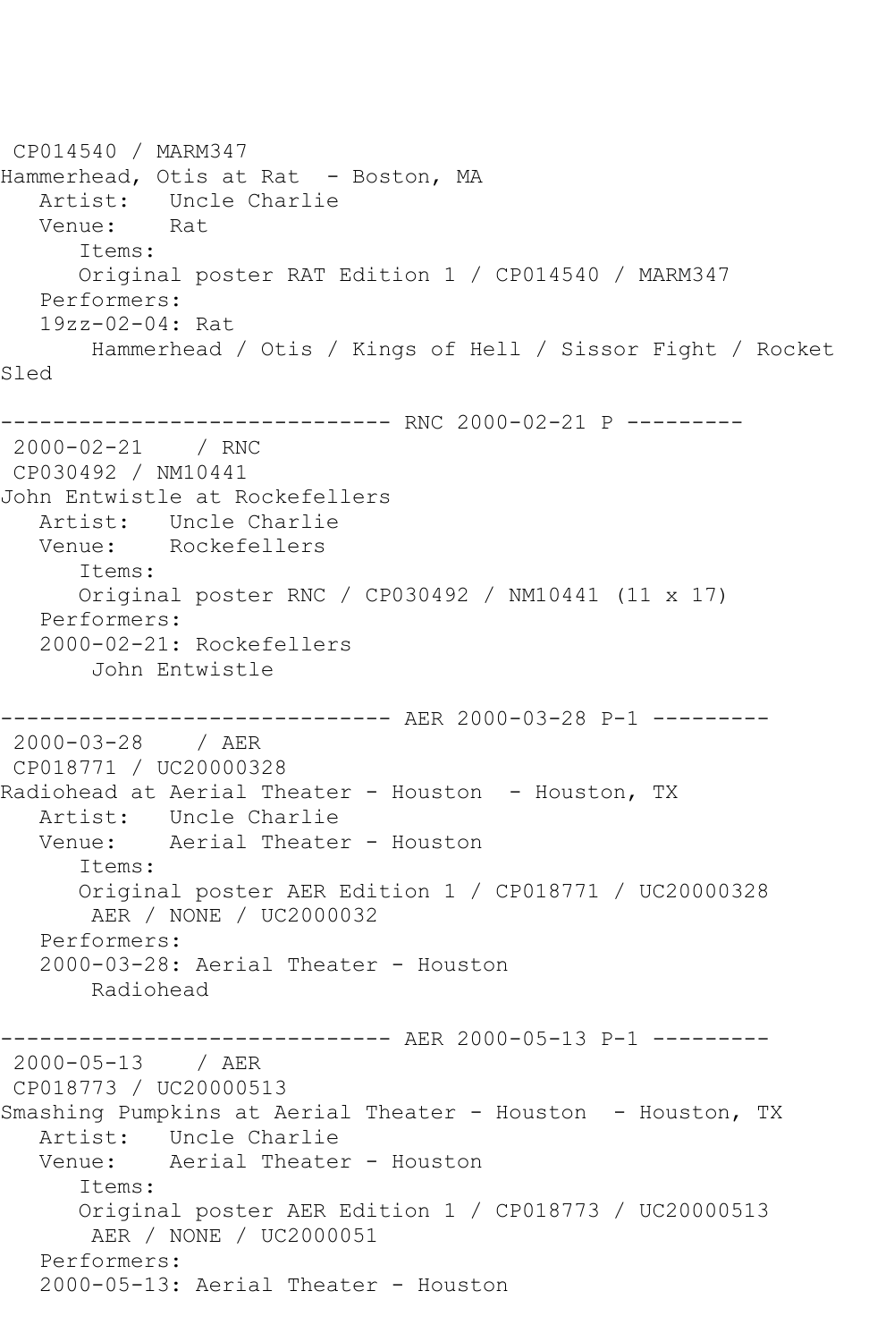CP014540 / MARM347
Hammerhead, Otis at Rat - Boston, MA
   Artist:   Uncle Charlie
   Venue:    Rat
      Items:
      Original poster RAT Edition 1 / CP014540 / MARM347
   Performers:
   19zz-02-04: Rat
       Hammerhead / Otis / Kings of Hell / Sissor Fight / Rocket Sled

------------------------------ RNC 2000-02-21 P ---------
2000-02-21   / RNC
CP030492 / NM10441
John Entwistle at Rockefellers
   Artist:   Uncle Charlie
   Venue:    Rockefellers
      Items:
      Original poster RNC / CP030492 / NM10441 (11 x 17)
   Performers:
   2000-02-21: Rockefellers
       John Entwistle

------------------------------ AER 2000-03-28 P-1 ---------
2000-03-28   / AER
CP018771 / UC20000328
Radiohead at Aerial Theater - Houston - Houston, TX
   Artist:   Uncle Charlie
   Venue:    Aerial Theater - Houston
      Items:
      Original poster AER Edition 1 / CP018771 / UC20000328
       AER / NONE / UC2000032
   Performers:
   2000-03-28: Aerial Theater - Houston
       Radiohead

------------------------------ AER 2000-05-13 P-1 ---------
2000-05-13   / AER
CP018773 / UC20000513
Smashing Pumpkins at Aerial Theater - Houston - Houston, TX
   Artist:   Uncle Charlie
   Venue:    Aerial Theater - Houston
      Items:
      Original poster AER Edition 1 / CP018773 / UC20000513
       AER / NONE / UC2000051
   Performers:
   2000-05-13: Aerial Theater - Houston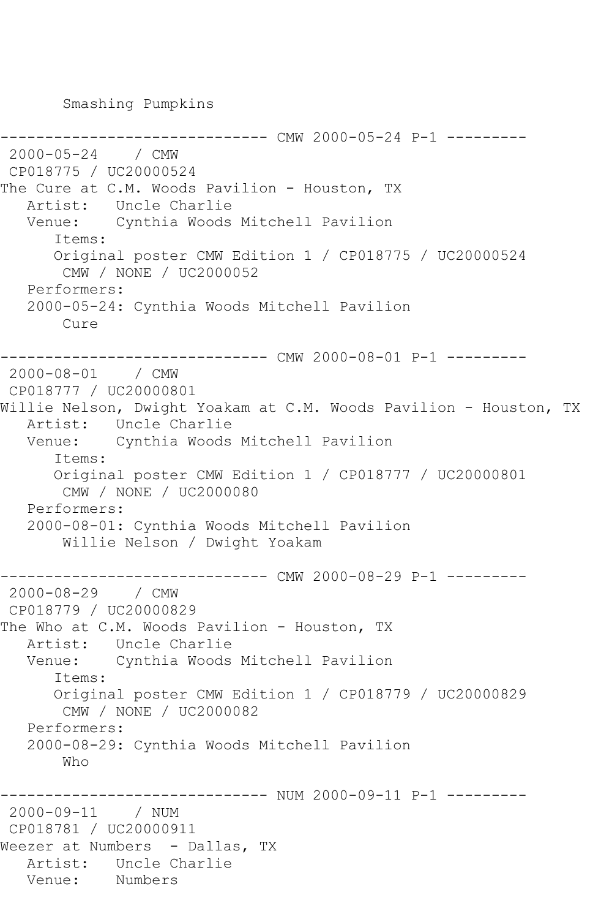```
       Smashing Pumpkins

------------------------------ CMW 2000-05-24 P-1 ---------
 2000-05-24    / CMW
 CP018775 / UC20000524
The Cure at C.M. Woods Pavilion - Houston, TX
   Artist:   Uncle Charlie
   Venue:    Cynthia Woods Mitchell Pavilion
      Items:
      Original poster CMW Edition 1 / CP018775 / UC20000524
       CMW / NONE / UC2000052
   Performers:
   2000-05-24: Cynthia Woods Mitchell Pavilion
       Cure

------------------------------ CMW 2000-08-01 P-1 ---------
 2000-08-01    / CMW
 CP018777 / UC20000801
Willie Nelson, Dwight Yoakam at C.M. Woods Pavilion - Houston, TX
   Artist:   Uncle Charlie
   Venue:    Cynthia Woods Mitchell Pavilion
      Items:
      Original poster CMW Edition 1 / CP018777 / UC20000801
       CMW / NONE / UC2000080
   Performers:
   2000-08-01: Cynthia Woods Mitchell Pavilion
       Willie Nelson / Dwight Yoakam

------------------------------ CMW 2000-08-29 P-1 ---------
 2000-08-29    / CMW
 CP018779 / UC20000829
The Who at C.M. Woods Pavilion - Houston, TX
   Artist:   Uncle Charlie
   Venue:    Cynthia Woods Mitchell Pavilion
      Items:
      Original poster CMW Edition 1 / CP018779 / UC20000829
       CMW / NONE / UC2000082
   Performers:
   2000-08-29: Cynthia Woods Mitchell Pavilion
       Who

------------------------------ NUM 2000-09-11 P-1 ---------
 2000-09-11    / NUM
 CP018781 / UC20000911
Weezer at Numbers  - Dallas, TX
   Artist:   Uncle Charlie
   Venue:    Numbers
```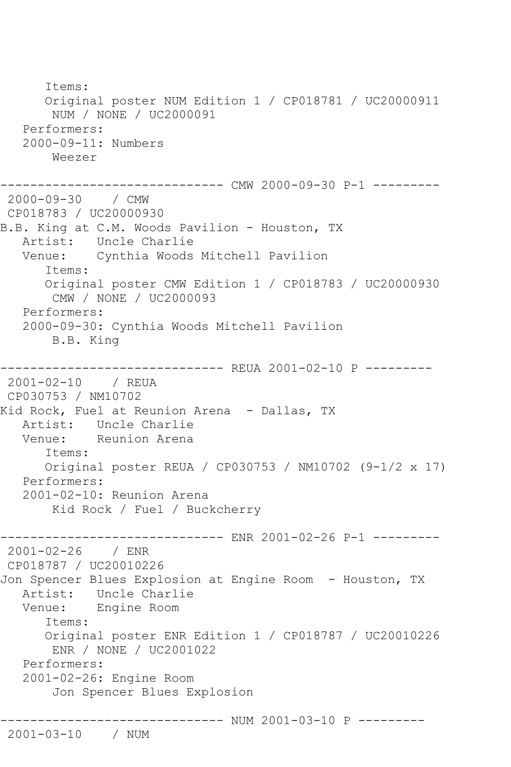```
      Items:
      Original poster NUM Edition 1 / CP018781 / UC20000911
       NUM / NONE / UC2000091
   Performers:
   2000-09-11: Numbers
       Weezer

------------------------------ CMW 2000-09-30 P-1 ---------
 2000-09-30    / CMW
 CP018783 / UC20000930
B.B. King at C.M. Woods Pavilion - Houston, TX
   Artist:   Uncle Charlie
   Venue:    Cynthia Woods Mitchell Pavilion
      Items:
      Original poster CMW Edition 1 / CP018783 / UC20000930
       CMW / NONE / UC2000093
   Performers:
   2000-09-30: Cynthia Woods Mitchell Pavilion
       B.B. King

------------------------------ REUA 2001-02-10 P ---------
 2001-02-10    / REUA
 CP030753 / NM10702
Kid Rock, Fuel at Reunion Arena  - Dallas, TX
   Artist:   Uncle Charlie
   Venue:    Reunion Arena
      Items:
      Original poster REUA / CP030753 / NM10702 (9-1/2 x 17)
   Performers:
   2001-02-10: Reunion Arena
       Kid Rock / Fuel / Buckcherry

------------------------------ ENR 2001-02-26 P-1 ---------
 2001-02-26    / ENR
 CP018787 / UC20010226
Jon Spencer Blues Explosion at Engine Room  - Houston, TX
   Artist:   Uncle Charlie
   Venue:    Engine Room
      Items:
      Original poster ENR Edition 1 / CP018787 / UC20010226
       ENR / NONE / UC2001022
   Performers:
   2001-02-26: Engine Room
       Jon Spencer Blues Explosion

------------------------------ NUM 2001-03-10 P ---------
 2001-03-10    / NUM
```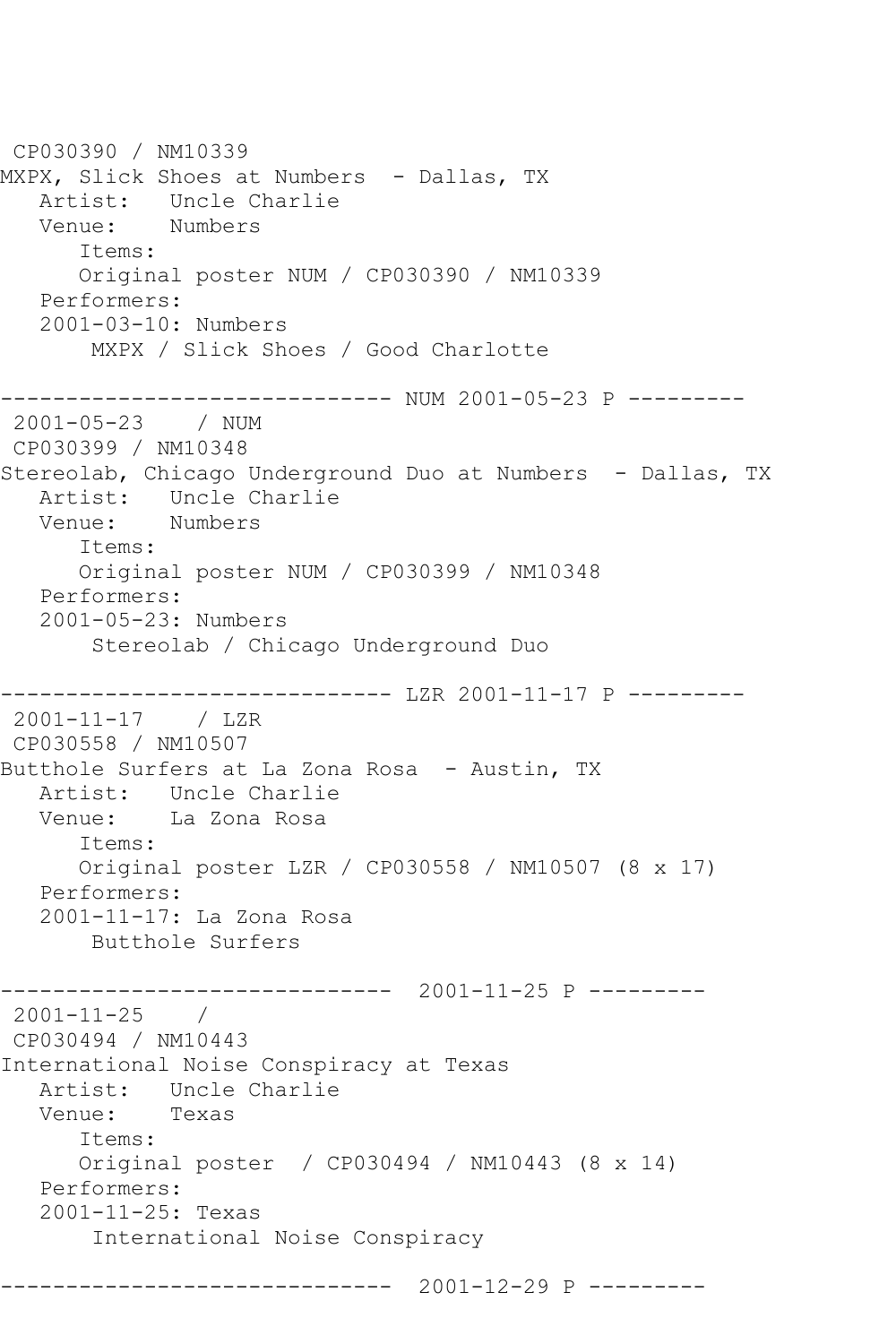```
 CP030390 / NM10339
MXPX, Slick Shoes at Numbers  - Dallas, TX
   Artist:   Uncle Charlie
   Venue:    Numbers
      Items:
      Original poster NUM / CP030390 / NM10339
   Performers:
   2001-03-10: Numbers
       MXPX / Slick Shoes / Good Charlotte

------------------------------ NUM 2001-05-23 P ---------
 2001-05-23    / NUM
 CP030399 / NM10348
Stereolab, Chicago Underground Duo at Numbers  - Dallas, TX
   Artist:   Uncle Charlie
   Venue:    Numbers
      Items:
      Original poster NUM / CP030399 / NM10348
   Performers:
   2001-05-23: Numbers
       Stereolab / Chicago Underground Duo

------------------------------ LZR 2001-11-17 P ---------
 2001-11-17    / LZR
 CP030558 / NM10507
Butthole Surfers at La Zona Rosa  - Austin, TX
   Artist:   Uncle Charlie
   Venue:    La Zona Rosa
      Items:
      Original poster LZR / CP030558 / NM10507 (8 x 17)
   Performers:
   2001-11-17: La Zona Rosa
       Butthole Surfers

------------------------------  2001-11-25 P ---------
 2001-11-25    /
 CP030494 / NM10443
International Noise Conspiracy at Texas
   Artist:   Uncle Charlie
   Venue:    Texas
      Items:
      Original poster  / CP030494 / NM10443 (8 x 14)
   Performers:
   2001-11-25: Texas
       International Noise Conspiracy

------------------------------  2001-12-29 P ---------
```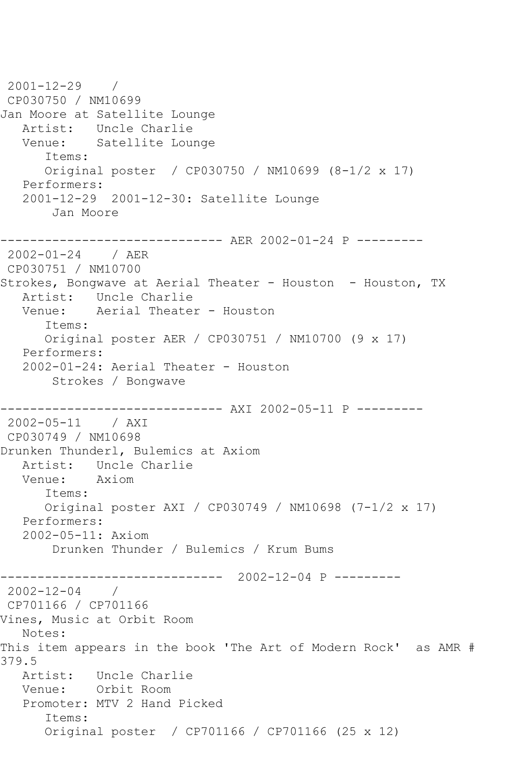2001-12-29 /
CP030750 / NM10699
Jan Moore at Satellite Lounge
   Artist: Uncle Charlie
   Venue: Satellite Lounge
      Items:
      Original poster / CP030750 / NM10699 (8-1/2 x 17)
   Performers:
   2001-12-29 2001-12-30: Satellite Lounge
      Jan Moore

------------------------------ AER 2002-01-24 P ---------
2002-01-24 / AER
CP030751 / NM10700
Strokes, Bongwave at Aerial Theater - Houston - Houston, TX
   Artist: Uncle Charlie
   Venue: Aerial Theater - Houston
      Items:
      Original poster AER / CP030751 / NM10700 (9 x 17)
   Performers:
   2002-01-24: Aerial Theater - Houston
      Strokes / Bongwave

------------------------------ AXI 2002-05-11 P ---------
2002-05-11 / AXI
CP030749 / NM10698
Drunken Thunderl, Bulemics at Axiom
   Artist: Uncle Charlie
   Venue: Axiom
      Items:
      Original poster AXI / CP030749 / NM10698 (7-1/2 x 17)
   Performers:
   2002-05-11: Axiom
      Drunken Thunder / Bulemics / Krum Bums

------------------------------ 2002-12-04 P ---------
2002-12-04 /
CP701166 / CP701166
Vines, Music at Orbit Room
   Notes:
This item appears in the book 'The Art of Modern Rock' as AMR # 379.5
   Artist: Uncle Charlie
   Venue: Orbit Room
   Promoter: MTV 2 Hand Picked
      Items:
      Original poster / CP701166 / CP701166 (25 x 12)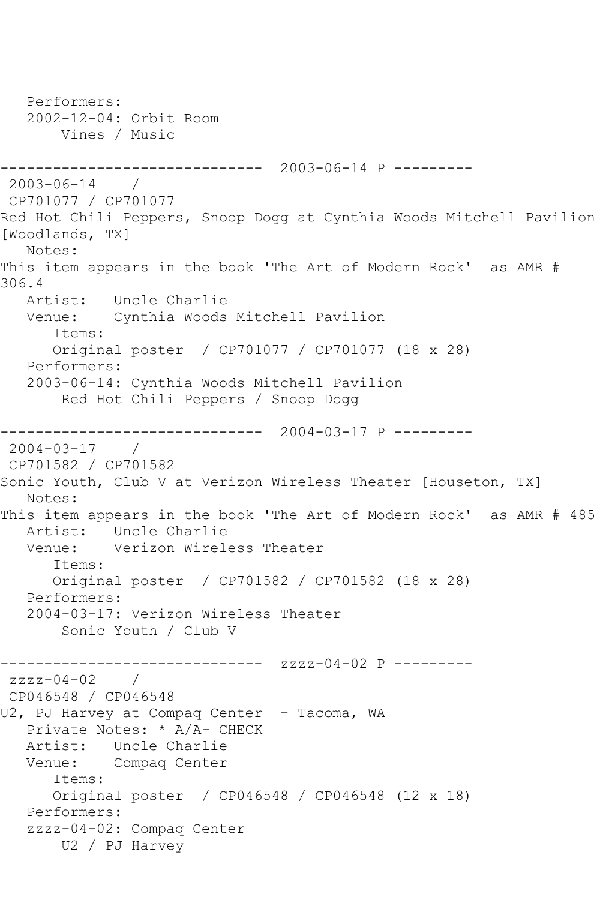Performers:
2002-12-04: Orbit Room
Vines / Music

------------------------------ 2003-06-14 P ---------

2003-06-14 /
CP701077 / CP701077
Red Hot Chili Peppers, Snoop Dogg at Cynthia Woods Mitchell Pavilion [Woodlands, TX]

Notes:
This item appears in the book 'The Art of Modern Rock' as AMR # 306.4

Artist: Uncle Charlie
Venue: Cynthia Woods Mitchell Pavilion

Items:
Original poster / CP701077 / CP701077 (18 x 28)

Performers:
2003-06-14: Cynthia Woods Mitchell Pavilion
Red Hot Chili Peppers / Snoop Dogg

------------------------------ 2004-03-17 P ---------

2004-03-17 /
CP701582 / CP701582
Sonic Youth, Club V at Verizon Wireless Theater [Houseton, TX]

Notes:
This item appears in the book 'The Art of Modern Rock' as AMR # 485

Artist: Uncle Charlie
Venue: Verizon Wireless Theater

Items:
Original poster / CP701582 / CP701582 (18 x 28)

Performers:
2004-03-17: Verizon Wireless Theater
Sonic Youth / Club V

------------------------------ zzzz-04-02 P ---------

zzzz-04-02 /
CP046548 / CP046548
U2, PJ Harvey at Compaq Center - Tacoma, WA

Private Notes: * A/A- CHECK
Artist: Uncle Charlie
Venue: Compaq Center

Items:
Original poster / CP046548 / CP046548 (12 x 18)

Performers:
zzzz-04-02: Compaq Center
U2 / PJ Harvey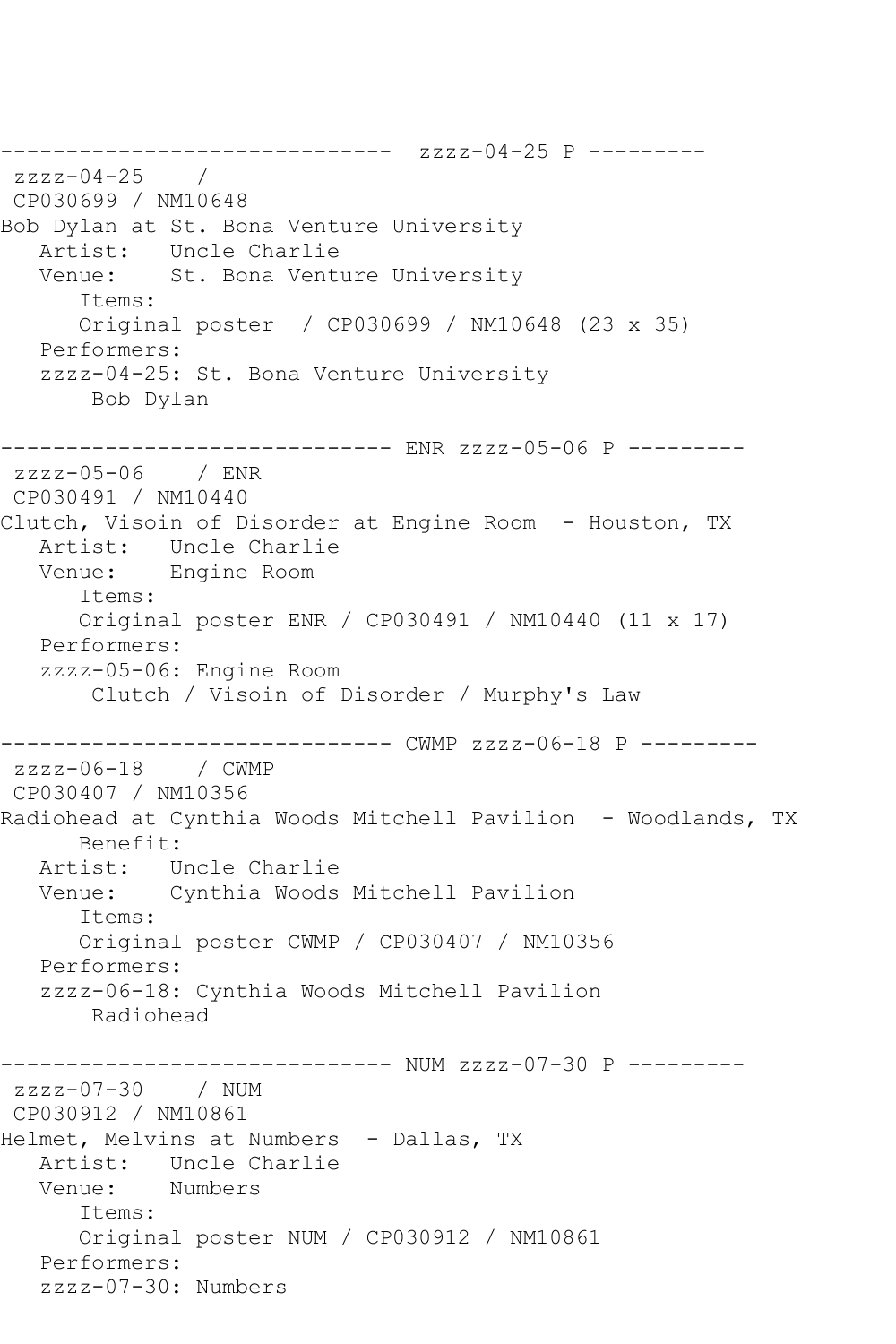```
------------------------------  zzzz-04-25 P ---------
 zzzz-04-25    /
 CP030699 / NM10648
Bob Dylan at St. Bona Venture University
   Artist:   Uncle Charlie
   Venue:    St. Bona Venture University
      Items:
      Original poster  / CP030699 / NM10648 (23 x 35)
   Performers:
   zzzz-04-25: St. Bona Venture University
       Bob Dylan

------------------------------ ENR zzzz-05-06 P ---------
 zzzz-05-06    / ENR
 CP030491 / NM10440
Clutch, Visoin of Disorder at Engine Room  - Houston, TX
   Artist:   Uncle Charlie
   Venue:    Engine Room
      Items:
      Original poster ENR / CP030491 / NM10440 (11 x 17)
   Performers:
   zzzz-05-06: Engine Room
       Clutch / Visoin of Disorder / Murphy's Law

------------------------------ CWMP zzzz-06-18 P ---------
 zzzz-06-18    / CWMP
 CP030407 / NM10356
Radiohead at Cynthia Woods Mitchell Pavilion  - Woodlands, TX
      Benefit:
   Artist:   Uncle Charlie
   Venue:    Cynthia Woods Mitchell Pavilion
      Items:
      Original poster CWMP / CP030407 / NM10356
   Performers:
   zzzz-06-18: Cynthia Woods Mitchell Pavilion
       Radiohead

------------------------------ NUM zzzz-07-30 P ---------
 zzzz-07-30    / NUM
 CP030912 / NM10861
Helmet, Melvins at Numbers  - Dallas, TX
   Artist:   Uncle Charlie
   Venue:    Numbers
      Items:
      Original poster NUM / CP030912 / NM10861
   Performers:
   zzzz-07-30: Numbers
```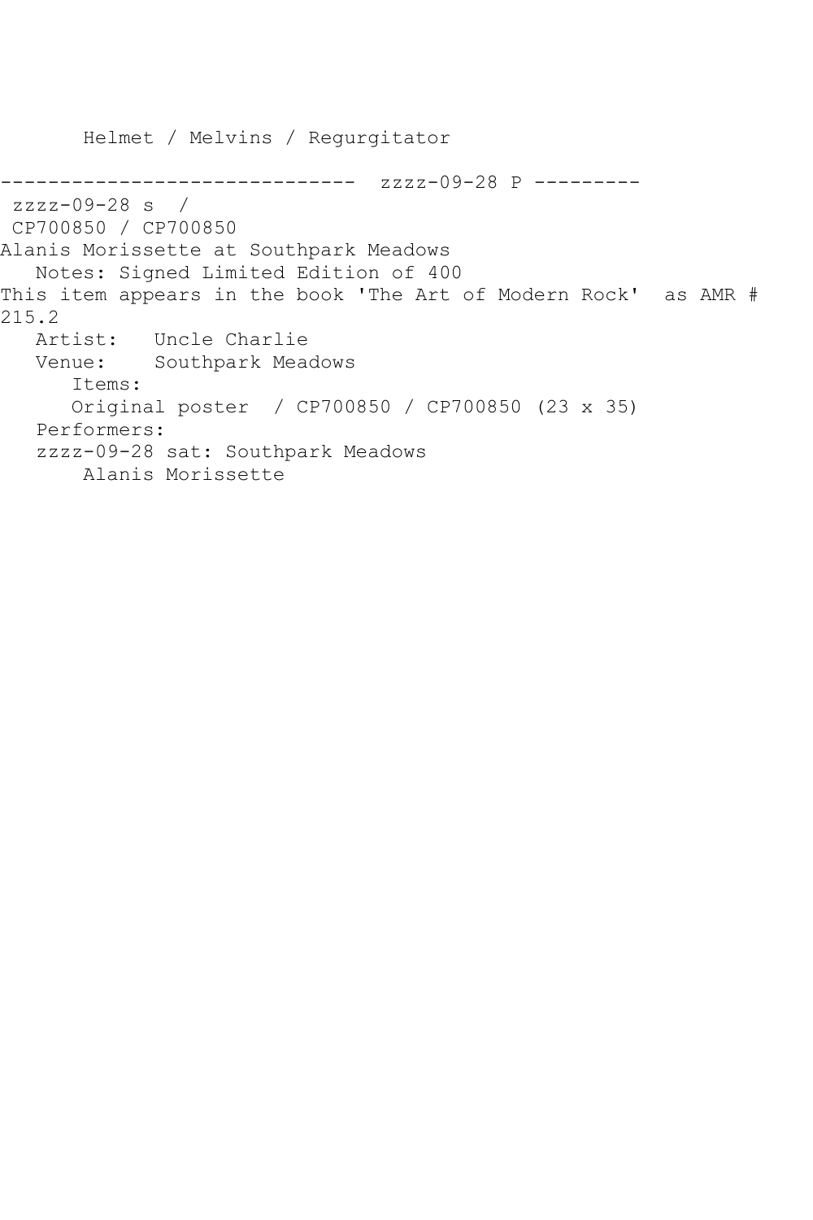Helmet / Melvins / Regurgitator

------------------------------ zzzz-09-28 P ---------

zzzz-09-28 s /

CP700850 / CP700850

Alanis Morissette at Southpark Meadows

Notes: Signed Limited Edition of 400

This item appears in the book 'The Art of Modern Rock' as AMR # 215.2

Artist: Uncle Charlie

Venue: Southpark Meadows

Items:

Original poster / CP700850 / CP700850 (23 x 35)

Performers:

zzzz-09-28 sat: Southpark Meadows

Alanis Morissette